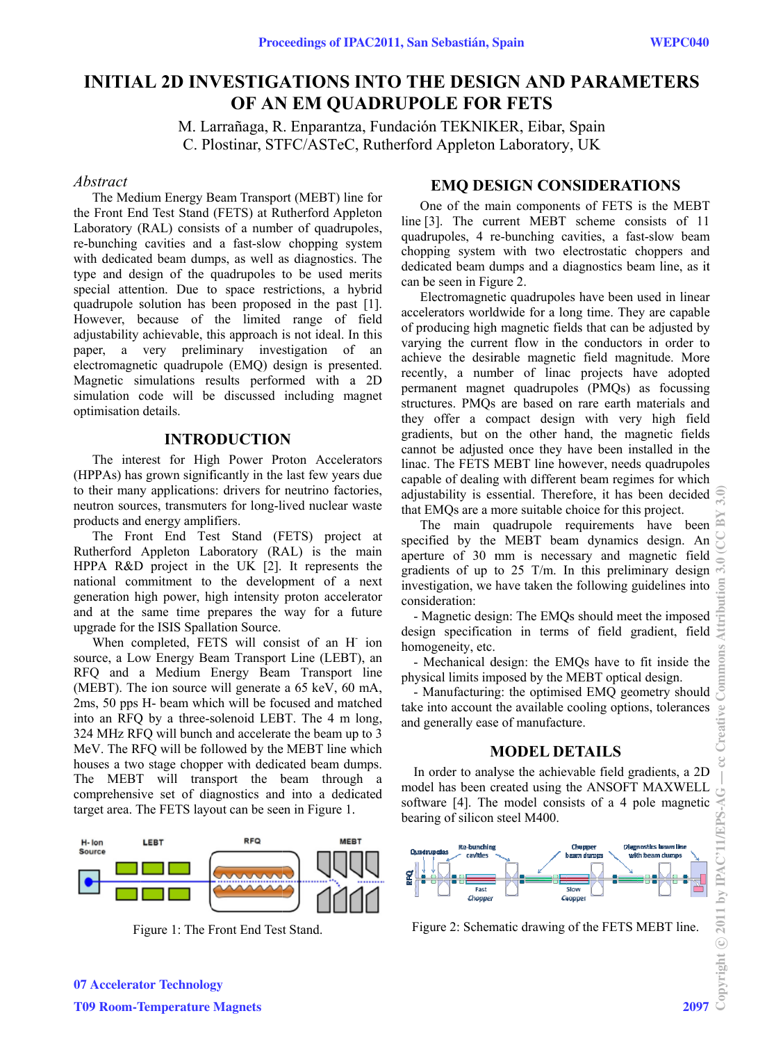# INITIAL 2D INVESTIGATIONS INTO THE DESIGN AND PARAMETERS OF AN EM QUADRUPOLE FOR FETS

M. Larrañaga, R. Enparantza, Fundación TEKNIKER, Eibar, Spain
C. Plostinar, STFC/ASTeC, Rutherford Appleton Laboratory, UK

## *Abstract*

The Medium Energy Beam Transport (MEBT) line for the Front End Test Stand (FETS) at Rutherford Appleton Laboratory (RAL) consists of a number of quadrupoles, re-bunching cavities and a fast-slow chopping system with dedicated beam dumps, as well as diagnostics. The type and design of the quadrupoles to be used merits special attention. Due to space restrictions, a hybrid quadrupole solution has been proposed in the past [1]. However, because of the limited range of field adjustability achievable, this approach is not ideal. In this paper, a very preliminary investigation of an electromagnetic quadrupole (EMQ) design is presented. Magnetic simulations results performed with a 2D simulation code will be discussed including magnet optimisation details.

## INTRODUCTION

The interest for High Power Proton Accelerators (HPPAs) has grown significantly in the last few years due to their many applications: drivers for neutrino factories, neutron sources, transmuters for long-lived nuclear waste products and energy amplifiers.

The Front End Test Stand (FETS) project at Rutherford Appleton Laboratory (RAL) is the main HPPA R&D project in the UK [2]. It represents the national commitment to the development of a next generation high power, high intensity proton accelerator and at the same time prepares the way for a future upgrade for the ISIS Spallation Source.

When completed, FETS will consist of an $H^-$ ion source, a Low Energy Beam Transport Line (LEBT), an RFQ and a Medium Energy Beam Transport line (MEBT). The ion source will generate a 65 keV, 60 mA, 2ms, 50 pps H- beam which will be focused and matched into an RFQ by a three-solenoid LEBT. The 4 m long, 324 MHz RFQ will bunch and accelerate the beam up to 3 MeV. The RFQ will be followed by the MEBT line which houses a two stage chopper with dedicated beam dumps. The MEBT will transport the beam through a comprehensive set of diagnostics and into a dedicated target area. The FETS layout can be seen in Figure 1.

Figure 1: The Front End Test Stand.

## EMQ DESIGN CONSIDERATIONS

One of the main components of FETS is the MEBT line [3]. The current MEBT scheme consists of 11 quadrupoles, 4 re-bunching cavities, a fast-slow beam chopping system with two electrostatic choppers and dedicated beam dumps and a diagnostics beam line, as it can be seen in Figure 2.

Electromagnetic quadrupoles have been used in linear accelerators worldwide for a long time. They are capable of producing high magnetic fields that can be adjusted by varying the current flow in the conductors in order to achieve the desirable magnetic field magnitude. More recently, a number of linac projects have adopted permanent magnet quadrupoles (PMQs) as focussing structures. PMQs are based on rare earth materials and they offer a compact design with very high field gradients, but on the other hand, the magnetic fields cannot be adjusted once they have been installed in the linac. The FETS MEBT line however, needs quadrupoles capable of dealing with different beam regimes for which adjustability is essential. Therefore, it has been decided that EMQs are a more suitable choice for this project.

The main quadrupole requirements have been specified by the MEBT beam dynamics design. An aperture of 30 mm is necessary and magnetic field gradients of up to 25 T/m. In this preliminary design investigation, we have taken the following guidelines into consideration:

- Magnetic design: The EMQs should meet the imposed design specification in terms of field gradient, field homogeneity, etc.
- Mechanical design: the EMQs have to fit inside the physical limits imposed by the MEBT optical design.
- Manufacturing: the optimised EMQ geometry should take into account the available cooling options, tolerances and generally ease of manufacture.

## MODEL DETAILS

In order to analyse the achievable field gradients, a 2D model has been created using the ANSOFT MAXWELL software [4]. The model consists of a 4 pole magnetic bearing of silicon steel M400.

Figure 2: Schematic drawing of the FETS MEBT line.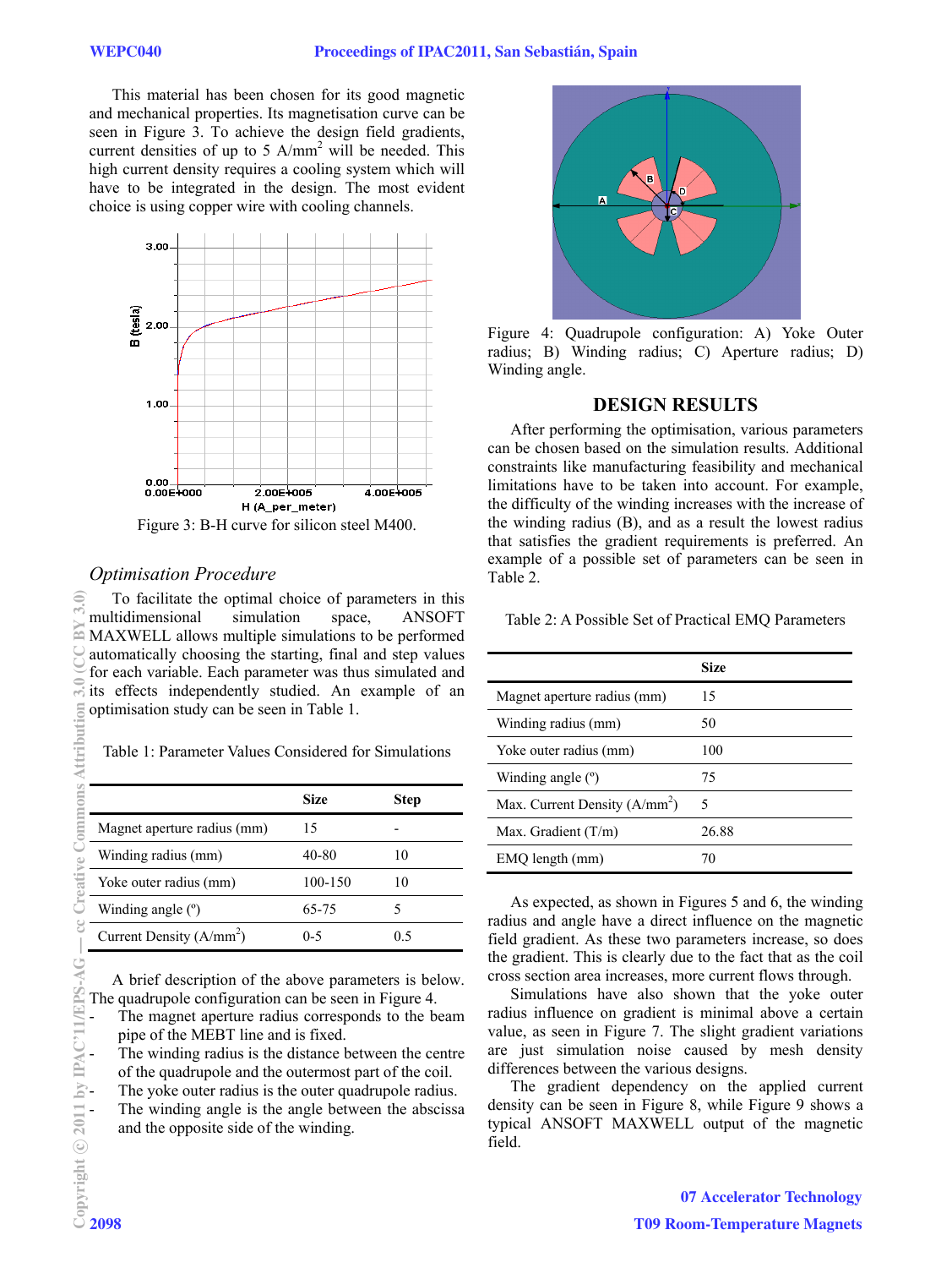This material has been chosen for its good magnetic and mechanical properties. Its magnetisation curve can be seen in Figure 3. To achieve the design field gradients, current densities of up to 5 A/mm$^2$ will be needed. This high current density requires a cooling system which will have to be integrated in the design. The most evident choice is using copper wire with cooling channels.

Figure 3: B-H curve for silicon steel M400.

### *Optimisation Procedure*

To facilitate the optimal choice of parameters in this multidimensional simulation space, ANSOFT MAXWELL allows multiple simulations to be performed automatically choosing the starting, final and step values for each variable. Each parameter was thus simulated and its effects independently studied. An example of an optimisation study can be seen in Table 1.

Table 1: Parameter Values Considered for Simulations

| | Size | Step |
|---|---|---|
| Magnet aperture radius (mm) | 15 | - |
| Winding radius (mm) | 40-80 | 10 |
| Yoke outer radius (mm) | 100-150 | 10 |
| Winding angle (º) | 65-75 | 5 |
| Current Density (A/mm$^2$) | 0-5 | 0.5 |

A brief description of the above parameters is below. The quadrupole configuration can be seen in Figure 4.

- The magnet aperture radius corresponds to the beam pipe of the MEBT line and is fixed.
- The winding radius is the distance between the centre of the quadrupole and the outermost part of the coil.
- The yoke outer radius is the outer quadrupole radius.
- The winding angle is the angle between the abscissa and the opposite side of the winding.

Figure 4: Quadrupole configuration: A) Yoke Outer radius; B) Winding radius; C) Aperture radius; D) Winding angle.

## DESIGN RESULTS

After performing the optimisation, various parameters can be chosen based on the simulation results. Additional constraints like manufacturing feasibility and mechanical limitations have to be taken into account. For example, the difficulty of the winding increases with the increase of the winding radius (B), and as a result the lowest radius that satisfies the gradient requirements is preferred. An example of a possible set of parameters can be seen in Table 2.

Table 2: A Possible Set of Practical EMQ Parameters

| | Size |
|---|---|
| Magnet aperture radius (mm) | 15 |
| Winding radius (mm) | 50 |
| Yoke outer radius (mm) | 100 |
| Winding angle (º) | 75 |
| Max. Current Density (A/mm$^2$) | 5 |
| Max. Gradient (T/m) | 26.88 |
| EMQ length (mm) | 70 |

As expected, as shown in Figures 5 and 6, the winding radius and angle have a direct influence on the magnetic field gradient. As these two parameters increase, so does the gradient. This is clearly due to the fact that as the coil cross section area increases, more current flows through.

Simulations have also shown that the yoke outer radius influence on gradient is minimal above a certain value, as seen in Figure 7. The slight gradient variations are just simulation noise caused by mesh density differences between the various designs.

The gradient dependency on the applied current density can be seen in Figure 8, while Figure 9 shows a typical ANSOFT MAXWELL output of the magnetic field.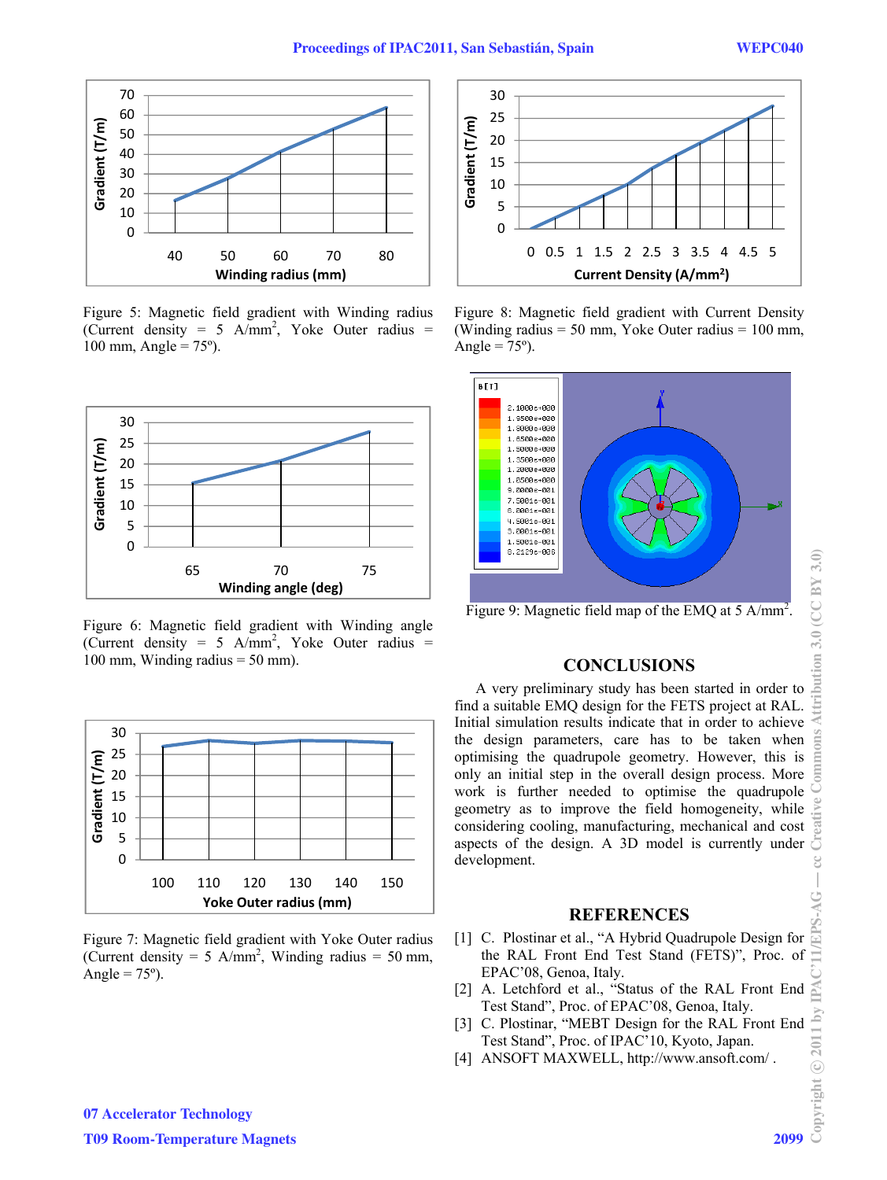Gradient (T/m)
70
60
50
40
30
20
10
0
40 50 60 70 80
Winding radius (mm)

Figure 5: Magnetic field gradient with Winding radius (Current density = 5 A/mm$^2$, Yoke Outer radius = 100 mm, Angle = 75º).

Gradient (T/m)
30
25
20
15
10
5
0
65 70 75
Winding angle (deg)

Figure 6: Magnetic field gradient with Winding angle (Current density = 5 A/mm$^2$, Yoke Outer radius = 100 mm, Winding radius = 50 mm).

Gradient (T/m)
30
25
20
15
10
5
0
100 110 120 130 140 150
Yoke Outer radius (mm)

Figure 7: Magnetic field gradient with Yoke Outer radius (Current density = 5 A/mm$^2$, Winding radius = 50 mm, Angle = 75º).

Gradient (T/m)
30
25
20
15
10
5
0
0 0.5 1 1.5 2 2.5 3 3.5 4 4.5 5
Current Density (A/mm²)

Figure 8: Magnetic field gradient with Current Density (Winding radius = 50 mm, Yoke Outer radius = 100 mm, Angle = 75º).

B[T]
2.1000e+000
1.9500e+000
1.8000e+000
1.6500e+000
1.5000e+000
1.3500e+000
1.2000e+000
1.0500e+000
9.0000e-001
7.5001e-001
6.0001e-001
4.5001e-001
3.0001e-001
1.5001e-001
8.2129e-006

Figure 9: Magnetic field map of the EMQ at 5 A/mm$^2$.

## CONCLUSIONS

A very preliminary study has been started in order to find a suitable EMQ design for the FETS project at RAL. Initial simulation results indicate that in order to achieve the design parameters, care has to be taken when optimising the quadrupole geometry. However, this is only an initial step in the overall design process. More work is further needed to optimise the quadrupole geometry as to improve the field homogeneity, while considering cooling, manufacturing, mechanical and cost aspects of the design. A 3D model is currently under development.

## REFERENCES

[1] C. Plostinar et al., "A Hybrid Quadrupole Design for the RAL Front End Test Stand (FETS)", Proc. of EPAC'08, Genoa, Italy.

[2] A. Letchford et al., "Status of the RAL Front End Test Stand", Proc. of EPAC'08, Genoa, Italy.

[3] C. Plostinar, "MEBT Design for the RAL Front End Test Stand", Proc. of IPAC'10, Kyoto, Japan.

[4] ANSOFT MAXWELL, http://www.ansoft.com/ .